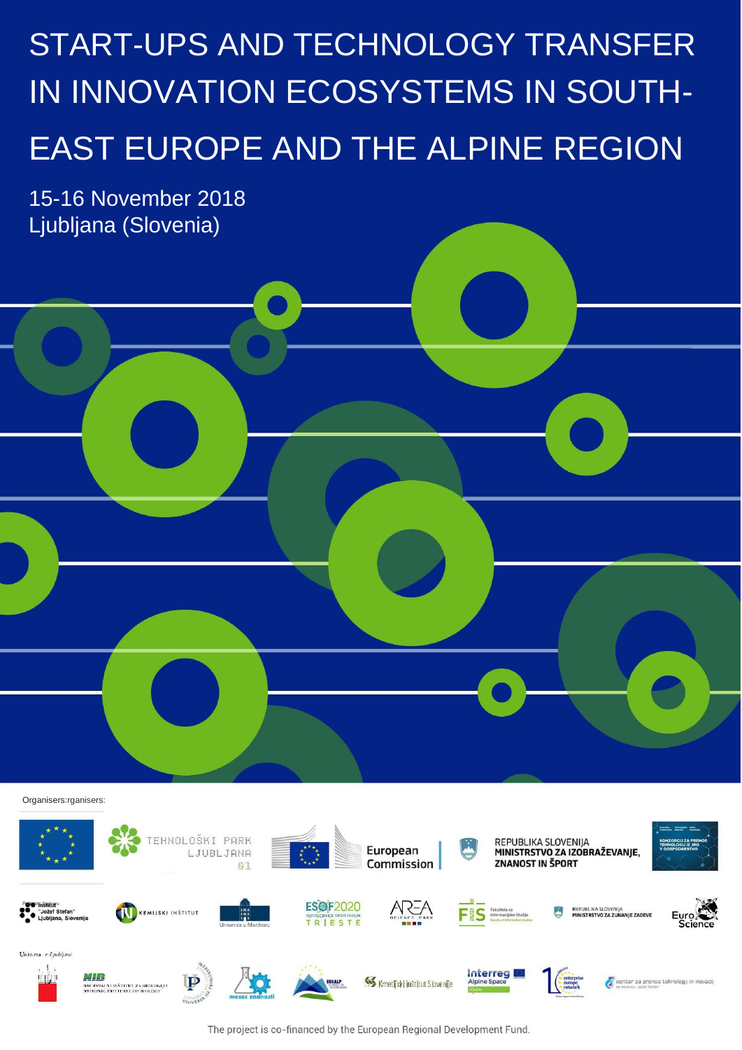# START-UPS AND TECHNOLOGY TRANSFER IN INNOVATION ECOSYSTEMS IN SOUTH-EAST EUROPE AND THE ALPINE REGION

15-16 November 2018

Ljubljana (Slovenia)

Organisers:rganisers:

The project is co-financed by the European Regional Development Fund.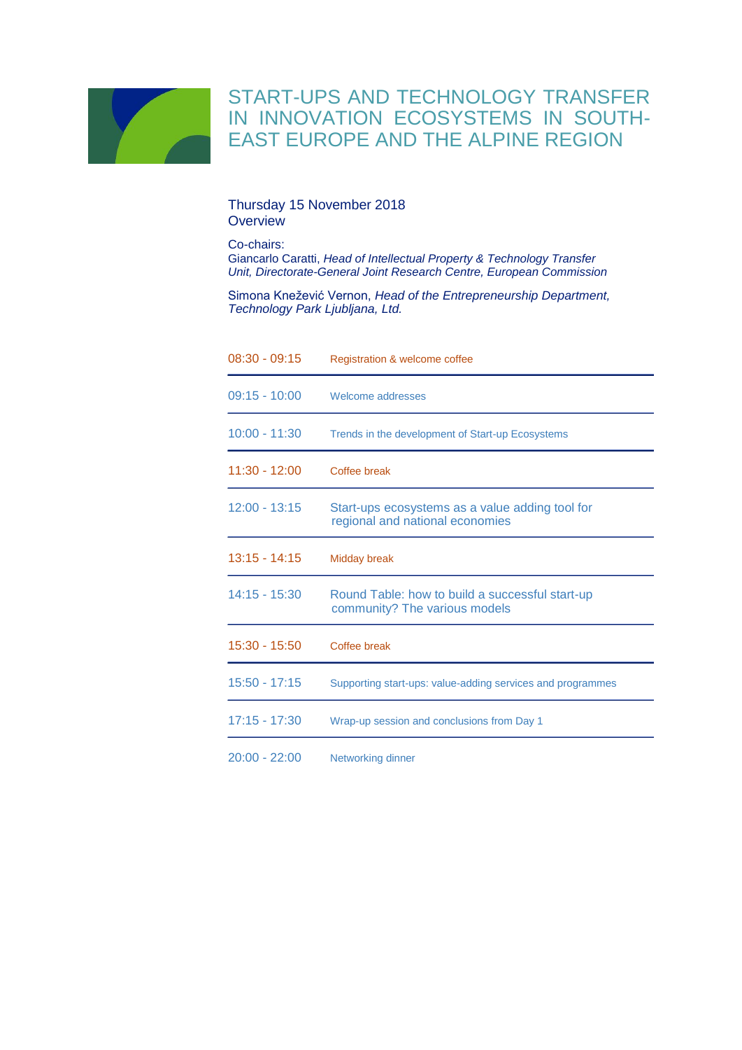# START-UPS AND TECHNOLOGY TRANSFER IN INNOVATION ECOSYSTEMS IN SOUTH-EAST EUROPE AND THE ALPINE REGION

Thursday 15 November 2018
Overview

Co-chairs:
Giancarlo Caratti, *Head of Intellectual Property & Technology Transfer Unit, Directorate-General Joint Research Centre, European Commission*

Simona Knežević Vernon, *Head of the Entrepreneurship Department, Technology Park Ljubljana, Ltd.*

| | |
|---|---|
| 08:30 - 09:15 | Registration & welcome coffee |
| 09:15 - 10:00 | Welcome addresses |
| 10:00 - 11:30 | Trends in the development of Start-up Ecosystems |
| 11:30 - 12:00 | Coffee break |
| 12:00 - 13:15 | Start-ups ecosystems as a value adding tool for regional and national economies |
| 13:15 - 14:15 | Midday break |
| 14:15 - 15:30 | Round Table: how to build a successful start-up community? The various models |
| 15:30 - 15:50 | Coffee break |
| 15:50 - 17:15 | Supporting start-ups: value-adding services and programmes |
| 17:15 - 17:30 | Wrap-up session and conclusions from Day 1 |
| 20:00 - 22:00 | Networking dinner |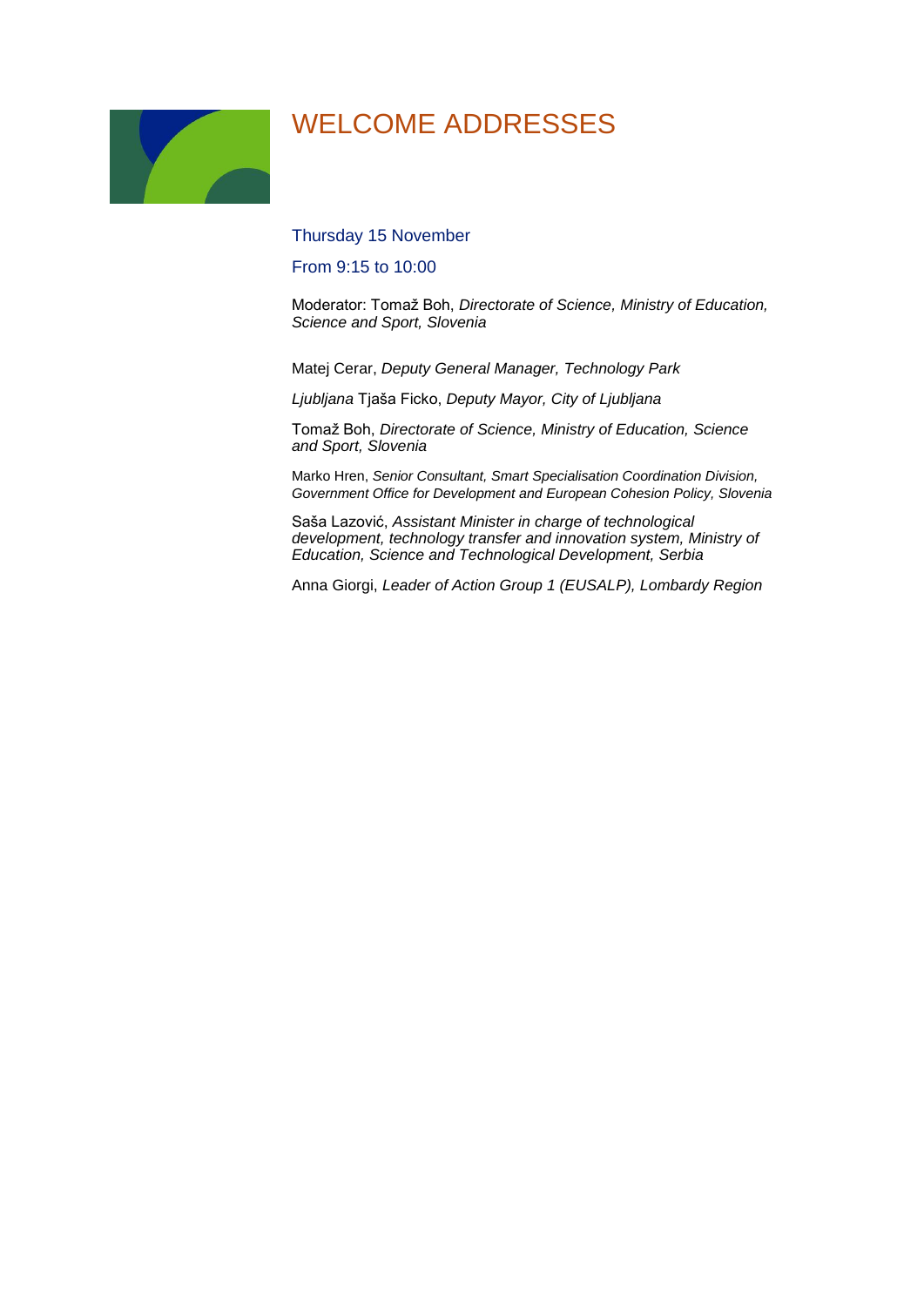# WELCOME ADDRESSES

Thursday 15 November

From 9:15 to 10:00

Moderator: Tomaž Boh, *Directorate of Science, Ministry of Education, Science and Sport, Slovenia*

Matej Cerar, *Deputy General Manager, Technology Park*

*Ljubljana* Tjaša Ficko, *Deputy Mayor, City of Ljubljana*

Tomaž Boh, *Directorate of Science, Ministry of Education, Science and Sport, Slovenia*

Marko Hren, *Senior Consultant, Smart Specialisation Coordination Division, Government Office for Development and European Cohesion Policy, Slovenia*

Saša Lazović, *Assistant Minister in charge of technological development, technology transfer and innovation system, Ministry of Education, Science and Technological Development, Serbia*

Anna Giorgi, *Leader of Action Group 1 (EUSALP), Lombardy Region*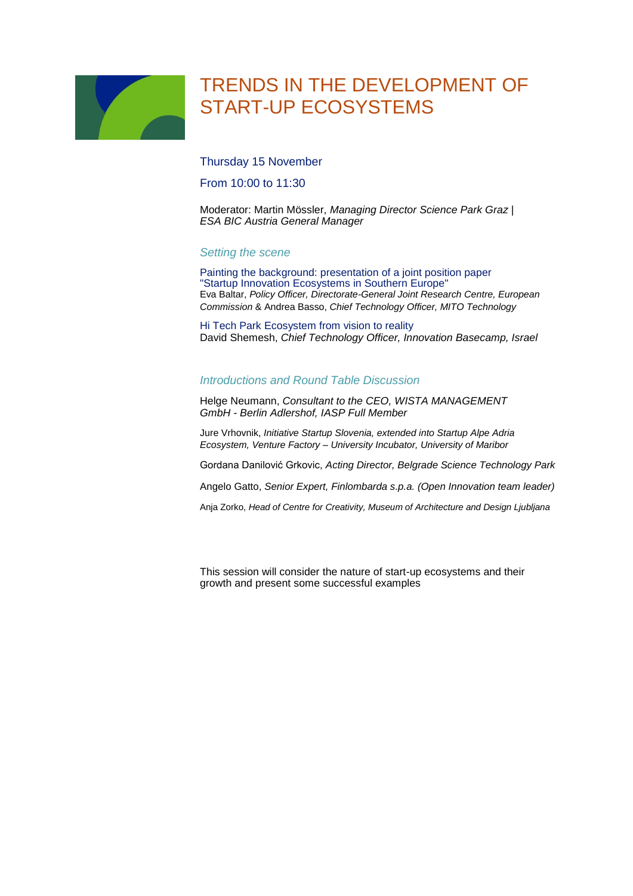# TRENDS IN THE DEVELOPMENT OF START-UP ECOSYSTEMS

Thursday 15 November

From 10:00 to 11:30

Moderator: Martin Mössler, *Managing Director Science Park Graz | ESA BIC Austria General Manager*

## *Setting the scene*

Painting the background: presentation of a joint position paper "Startup Innovation Ecosystems in Southern Europe"
Eva Baltar, *Policy Officer, Directorate-General Joint Research Centre, European Commission* & Andrea Basso, *Chief Technology Officer, MITO Technology*

Hi Tech Park Ecosystem from vision to reality
David Shemesh, *Chief Technology Officer, Innovation Basecamp, Israel*

## *Introductions and Round Table Discussion*

Helge Neumann, *Consultant to the CEO, WISTA MANAGEMENT GmbH - Berlin Adlershof, IASP Full Member*

Jure Vrhovnik, *Initiative Startup Slovenia, extended into Startup Alpe Adria Ecosystem, Venture Factory – University Incubator, University of Maribor*

Gordana Danilović Grkovic, *Acting Director, Belgrade Science Technology Park*

Angelo Gatto, *Senior Expert, Finlombarda s.p.a. (Open Innovation team leader)*

Anja Zorko, *Head of Centre for Creativity, Museum of Architecture and Design Ljubljana*

This session will consider the nature of start-up ecosystems and their growth and present some successful examples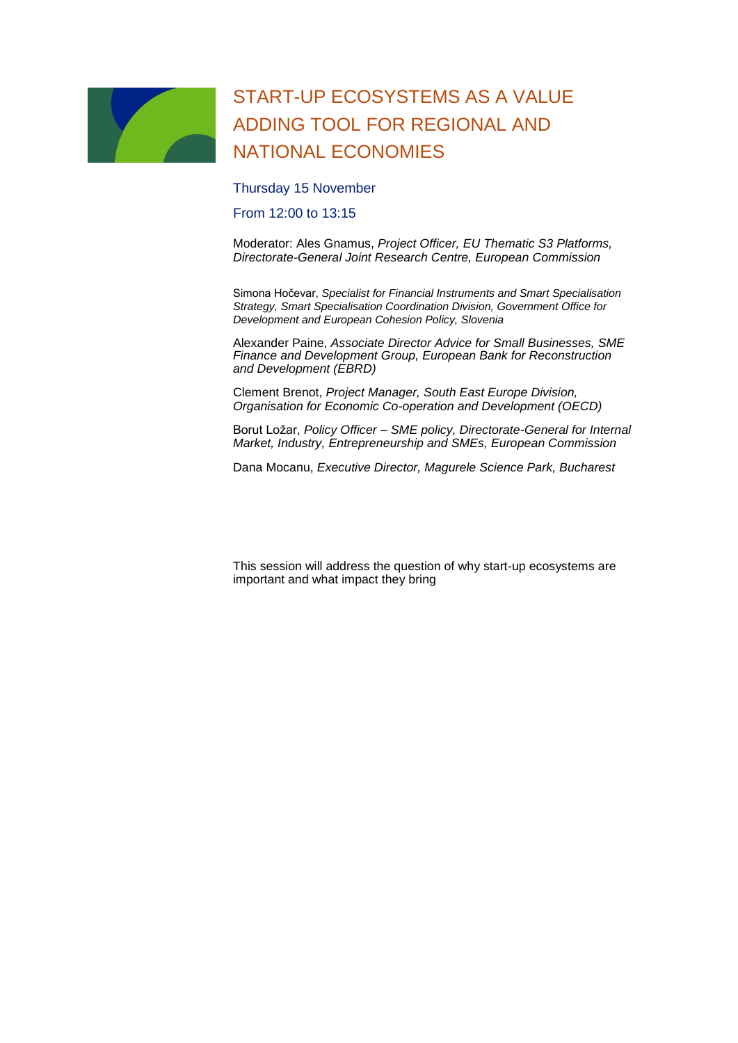# START-UP ECOSYSTEMS AS A VALUE ADDING TOOL FOR REGIONAL AND NATIONAL ECONOMIES

Thursday 15 November

From 12:00 to 13:15

Moderator: Ales Gnamus, *Project Officer, EU Thematic S3 Platforms, Directorate-General Joint Research Centre, European Commission*

Simona Hočevar, *Specialist for Financial Instruments and Smart Specialisation Strategy, Smart Specialisation Coordination Division, Government Office for Development and European Cohesion Policy, Slovenia*

Alexander Paine, *Associate Director Advice for Small Businesses, SME Finance and Development Group, European Bank for Reconstruction and Development (EBRD)*

Clement Brenot, *Project Manager, South East Europe Division, Organisation for Economic Co-operation and Development (OECD)*

Borut Ložar, *Policy Officer – SME policy, Directorate-General for Internal Market, Industry, Entrepreneurship and SMEs, European Commission*

Dana Mocanu, *Executive Director, Magurele Science Park, Bucharest*

This session will address the question of why start-up ecosystems are important and what impact they bring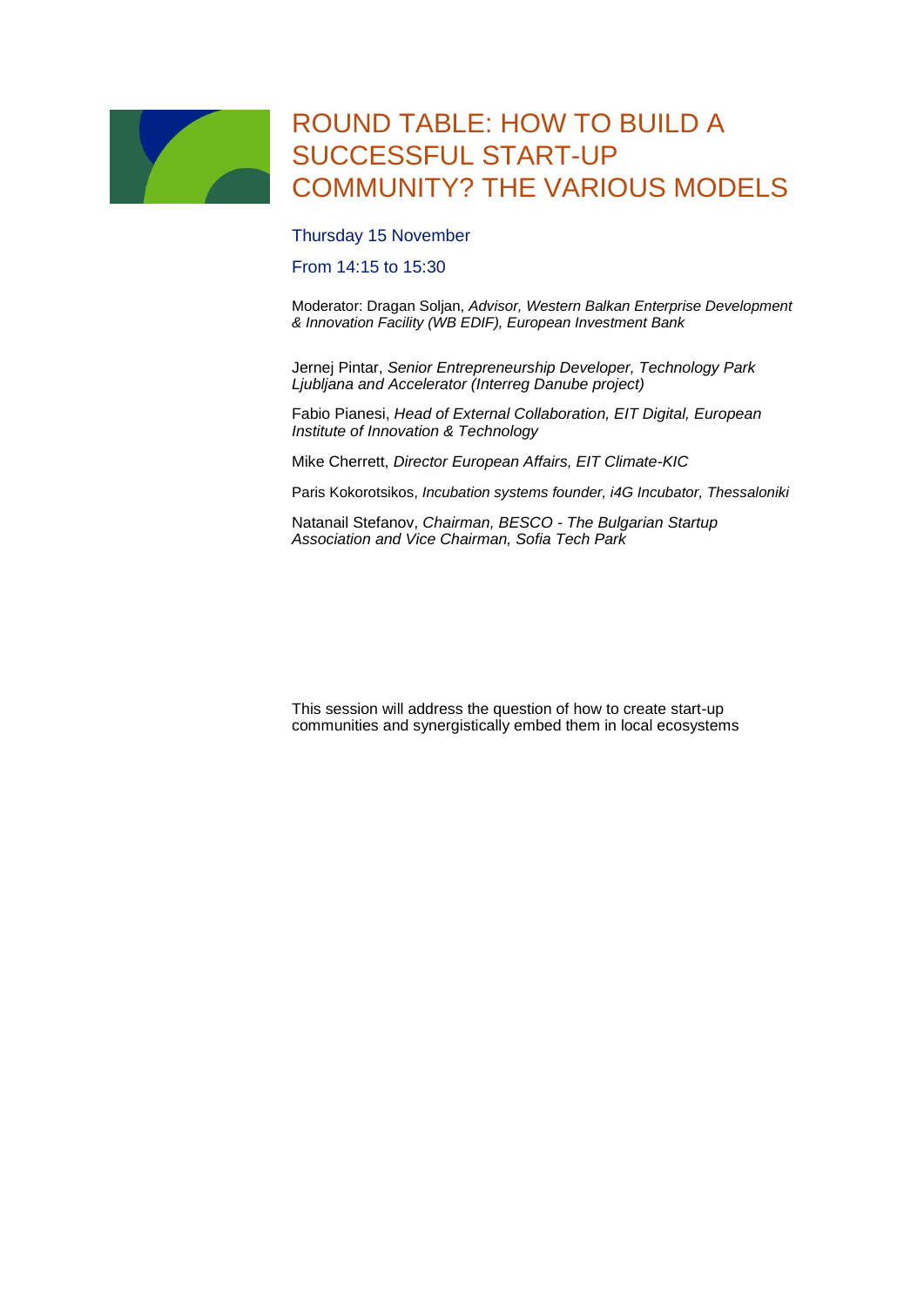# ROUND TABLE: HOW TO BUILD A SUCCESSFUL START-UP COMMUNITY? THE VARIOUS MODELS

Thursday 15 November

From 14:15 to 15:30

Moderator: Dragan Soljan, *Advisor, Western Balkan Enterprise Development & Innovation Facility (WB EDIF), European Investment Bank*

Jernej Pintar, *Senior Entrepreneurship Developer, Technology Park Ljubljana and Accelerator (Interreg Danube project)*

Fabio Pianesi, *Head of External Collaboration, EIT Digital, European Institute of Innovation & Technology*

Mike Cherrett, *Director European Affairs, EIT Climate-KIC*

Paris Kokorotsikos, *Incubation systems founder, i4G Incubator, Thessaloniki*

Natanail Stefanov, *Chairman, BESCO - The Bulgarian Startup Association and Vice Chairman, Sofia Tech Park*

This session will address the question of how to create start-up communities and synergistically embed them in local ecosystems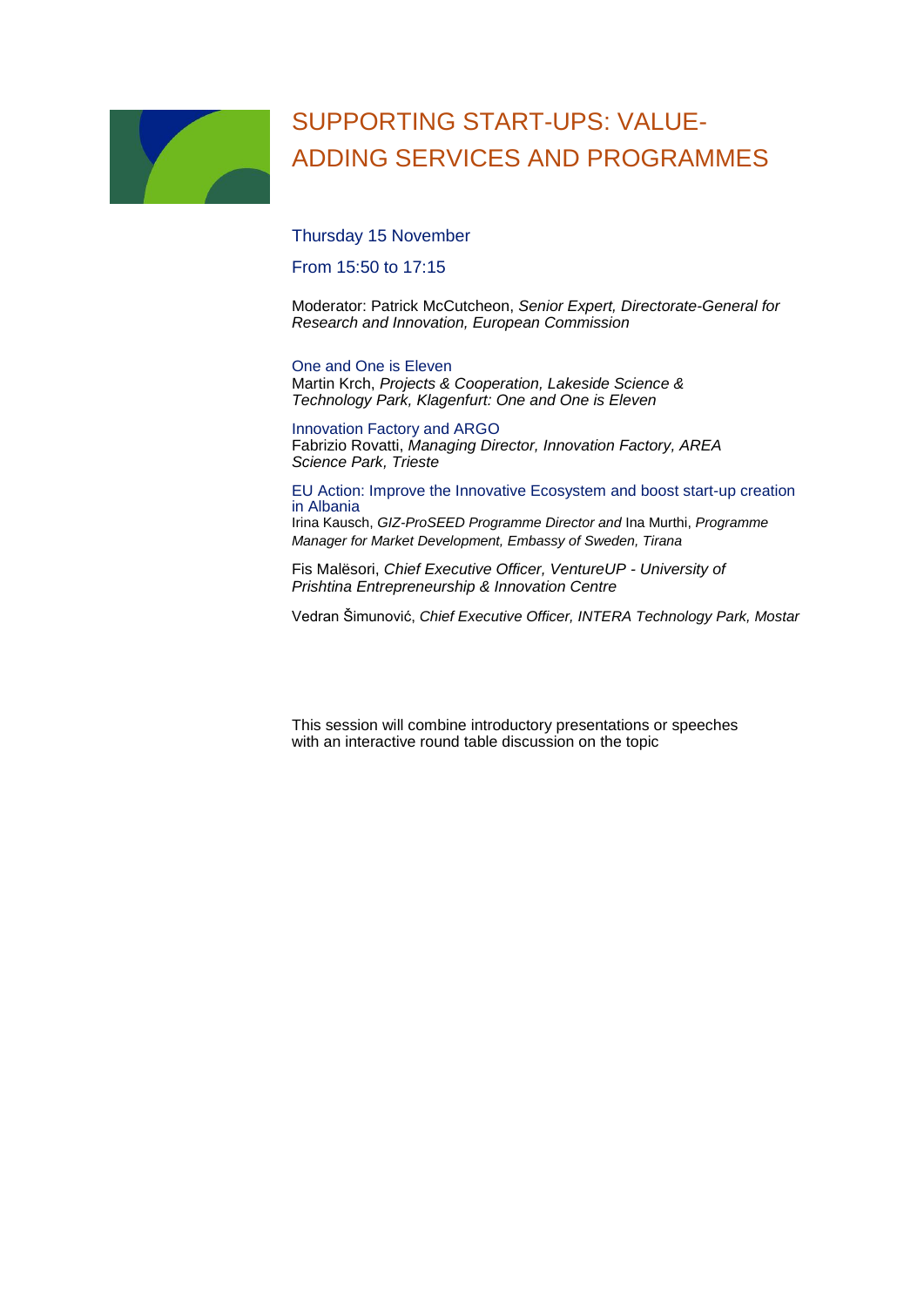# SUPPORTING START-UPS: VALUE-ADDING SERVICES AND PROGRAMMES

Thursday 15 November

From 15:50 to 17:15

Moderator: Patrick McCutcheon, *Senior Expert, Directorate-General for Research and Innovation, European Commission*

### One and One is Eleven

Martin Krch, *Projects & Cooperation, Lakeside Science & Technology Park, Klagenfurt: One and One is Eleven*

### Innovation Factory and ARGO

Fabrizio Rovatti, *Managing Director, Innovation Factory, AREA Science Park, Trieste*

### EU Action: Improve the Innovative Ecosystem and boost start-up creation in Albania

Irina Kausch, *GIZ-ProSEED Programme Director and* Ina Murthi, *Programme Manager for Market Development, Embassy of Sweden, Tirana*

Fis Malësori, *Chief Executive Officer, VentureUP - University of Prishtina Entrepreneurship & Innovation Centre*

Vedran Šimunović, *Chief Executive Officer, INTERA Technology Park, Mostar*

This session will combine introductory presentations or speeches with an interactive round table discussion on the topic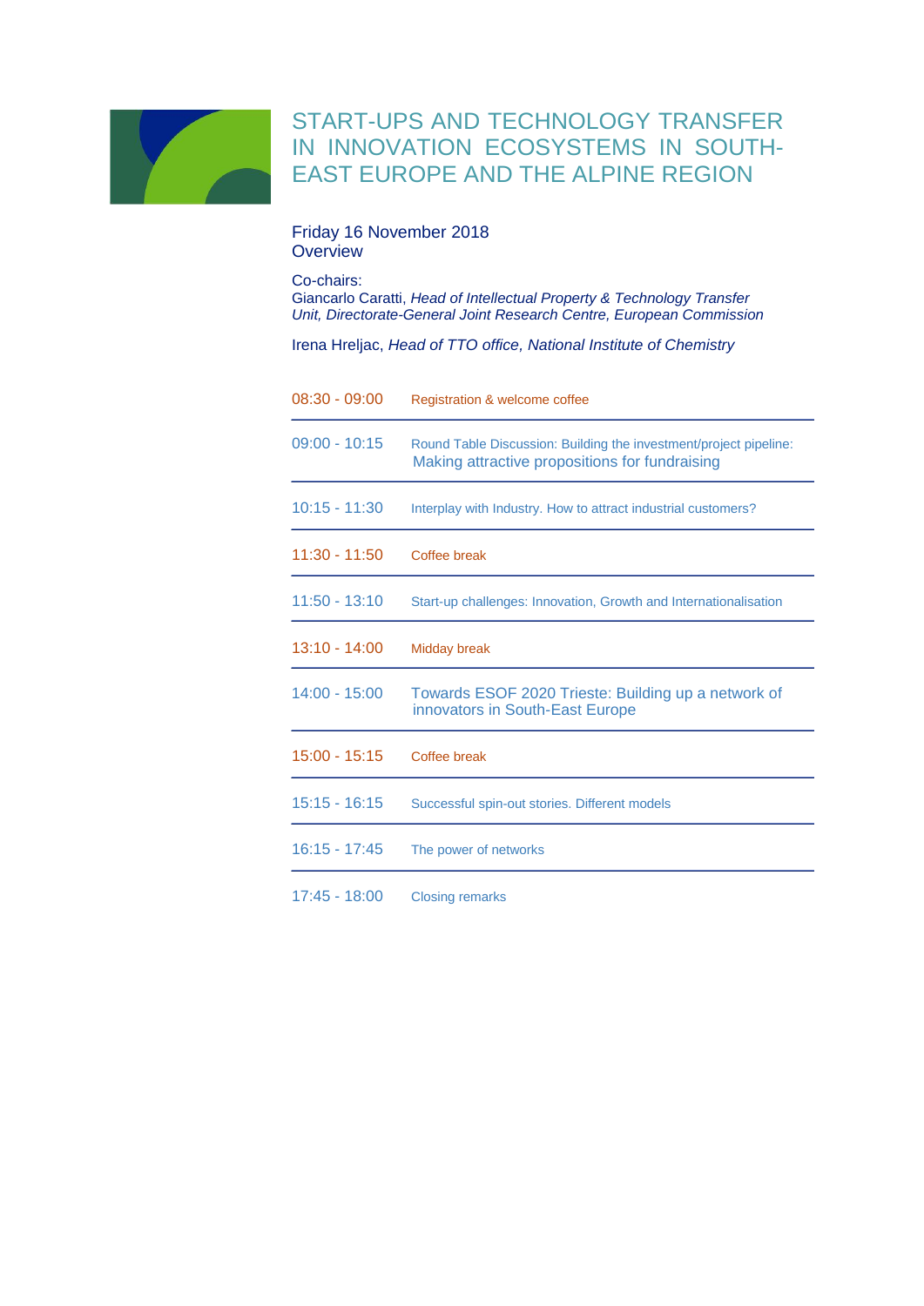# START-UPS AND TECHNOLOGY TRANSFER IN INNOVATION ECOSYSTEMS IN SOUTH-EAST EUROPE AND THE ALPINE REGION

Friday 16 November 2018
Overview

Co-chairs:
Giancarlo Caratti, *Head of Intellectual Property & Technology Transfer Unit, Directorate-General Joint Research Centre, European Commission*

Irena Hreljac, *Head of TTO office, National Institute of Chemistry*

| | |
|---|---|
| 08:30 - 09:00 | Registration & welcome coffee |
| 09:00 - 10:15 | Round Table Discussion: Building the investment/project pipeline: Making attractive propositions for fundraising |
| 10:15 - 11:30 | Interplay with Industry. How to attract industrial customers? |
| 11:30 - 11:50 | Coffee break |
| 11:50 - 13:10 | Start-up challenges: Innovation, Growth and Internationalisation |
| 13:10 - 14:00 | Midday break |
| 14:00 - 15:00 | Towards ESOF 2020 Trieste: Building up a network of innovators in South-East Europe |
| 15:00 - 15:15 | Coffee break |
| 15:15 - 16:15 | Successful spin-out stories. Different models |
| 16:15 - 17:45 | The power of networks |
| 17:45 - 18:00 | Closing remarks |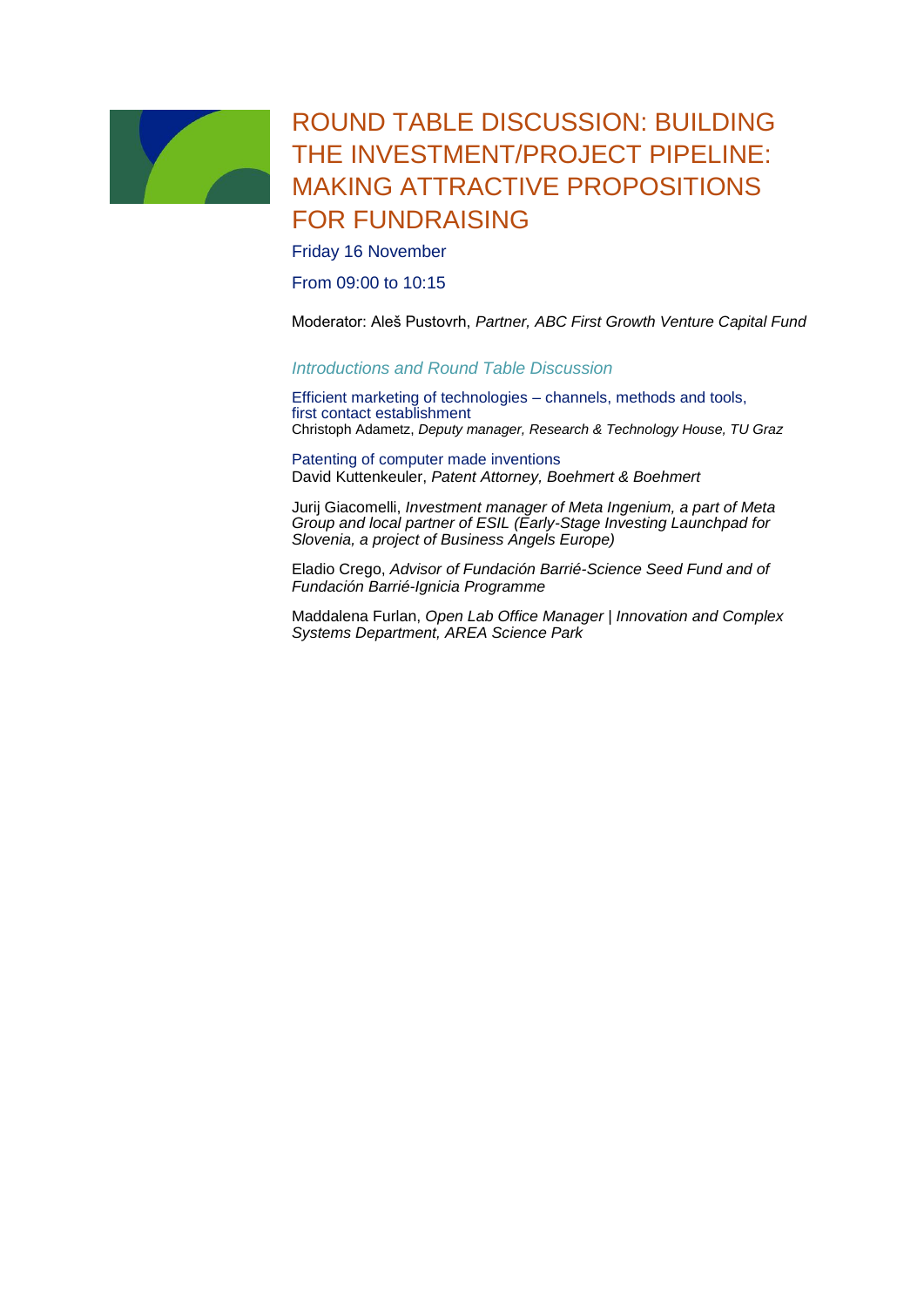# ROUND TABLE DISCUSSION: BUILDING THE INVESTMENT/PROJECT PIPELINE: MAKING ATTRACTIVE PROPOSITIONS FOR FUNDRAISING

Friday 16 November

From 09:00 to 10:15

Moderator: Aleš Pustovrh, *Partner, ABC First Growth Venture Capital Fund*

### *Introductions and Round Table Discussion*

Efficient marketing of technologies – channels, methods and tools, first contact establishment
Christoph Adametz, *Deputy manager, Research & Technology House, TU Graz*

Patenting of computer made inventions
David Kuttenkeuler, *Patent Attorney, Boehmert & Boehmert*

Jurij Giacomelli, *Investment manager of Meta Ingenium, a part of Meta Group and local partner of ESIL (Early-Stage Investing Launchpad for Slovenia, a project of Business Angels Europe)*

Eladio Crego, *Advisor of Fundación Barrié-Science Seed Fund and of Fundación Barrié-Ignicia Programme*

Maddalena Furlan, *Open Lab Office Manager | Innovation and Complex Systems Department, AREA Science Park*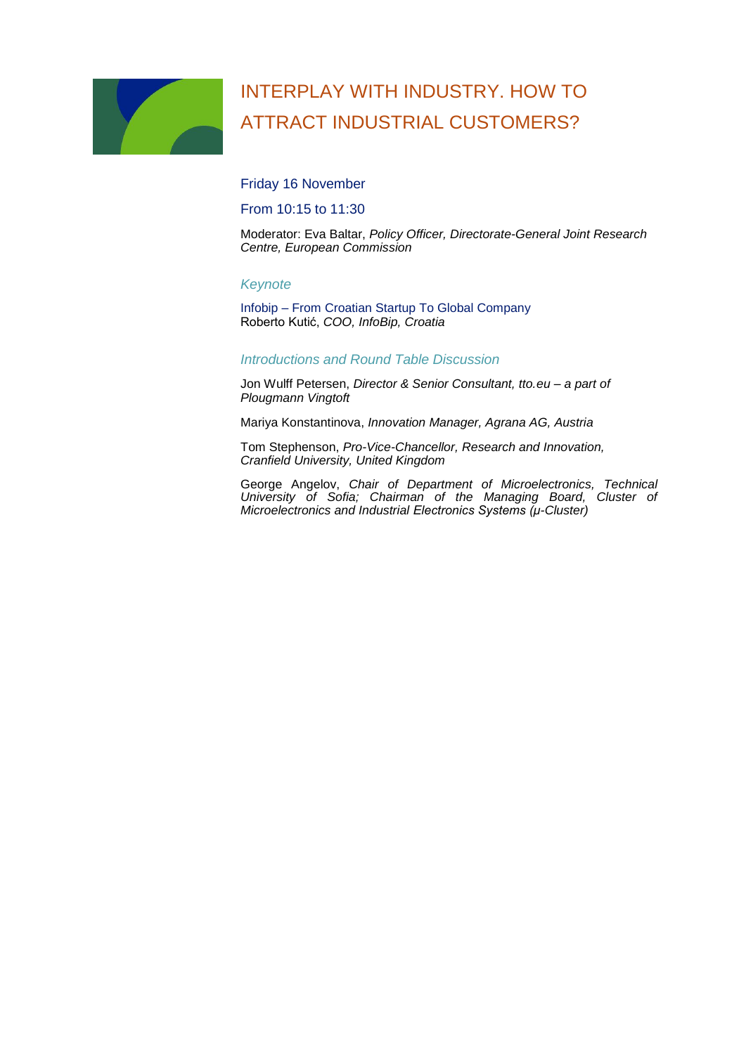# INTERPLAY WITH INDUSTRY. HOW TO ATTRACT INDUSTRIAL CUSTOMERS?

Friday 16 November

From 10:15 to 11:30

Moderator: Eva Baltar, *Policy Officer, Directorate-General Joint Research Centre, European Commission*

### *Keynote*

Infobip – From Croatian Startup To Global Company
Roberto Kutić, *COO, InfoBip, Croatia*

### *Introductions and Round Table Discussion*

Jon Wulff Petersen, *Director & Senior Consultant, tto.eu – a part of Plougmann Vingtoft*

Mariya Konstantinova, *Innovation Manager, Agrana AG, Austria*

Tom Stephenson, *Pro-Vice-Chancellor, Research and Innovation, Cranfield University, United Kingdom*

George Angelov, *Chair of Department of Microelectronics, Technical University of Sofia; Chairman of the Managing Board, Cluster of Microelectronics and Industrial Electronics Systems (μ-Cluster)*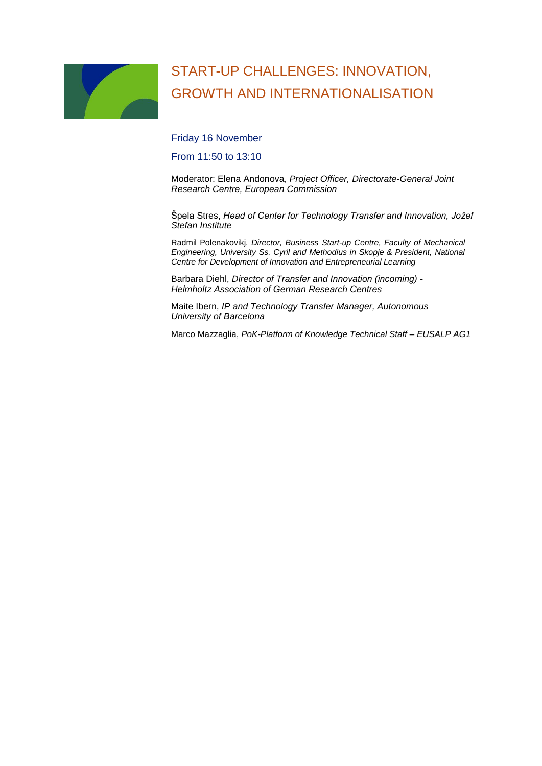# START-UP CHALLENGES: INNOVATION, GROWTH AND INTERNATIONALISATION

Friday 16 November

From 11:50 to 13:10

Moderator: Elena Andonova, *Project Officer, Directorate-General Joint Research Centre, European Commission*

Špela Stres, *Head of Center for Technology Transfer and Innovation, Jožef Stefan Institute*

Radmil Polenakovikj, *Director, Business Start-up Centre, Faculty of Mechanical Engineering, University Ss. Cyril and Methodius in Skopje & President, National Centre for Development of Innovation and Entrepreneurial Learning*

Barbara Diehl, *Director of Transfer and Innovation (incoming) - Helmholtz Association of German Research Centres*

Maite Ibern, *IP and Technology Transfer Manager, Autonomous University of Barcelona*

Marco Mazzaglia, *PoK-Platform of Knowledge Technical Staff – EUSALP AG1*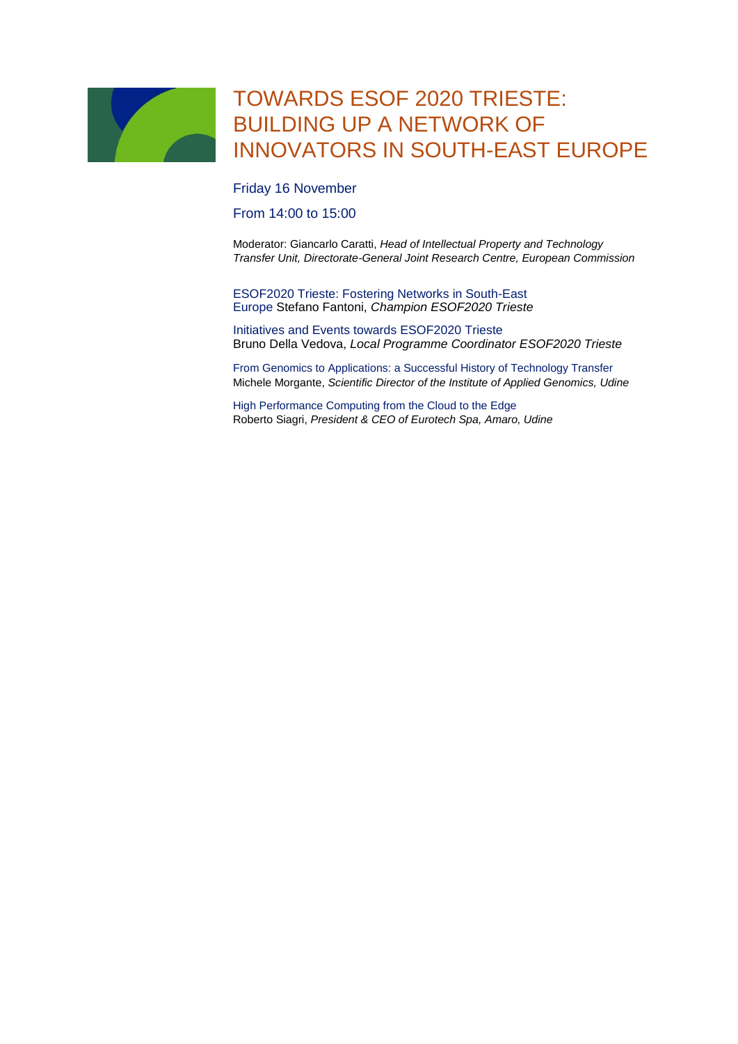# TOWARDS ESOF 2020 TRIESTE: BUILDING UP A NETWORK OF INNOVATORS IN SOUTH-EAST EUROPE

Friday 16 November

From 14:00 to 15:00

Moderator: Giancarlo Caratti, *Head of Intellectual Property and Technology Transfer Unit, Directorate-General Joint Research Centre, European Commission*

ESOF2020 Trieste: Fostering Networks in South-East Europe Stefano Fantoni, *Champion ESOF2020 Trieste*

Initiatives and Events towards ESOF2020 Trieste
Bruno Della Vedova, *Local Programme Coordinator ESOF2020 Trieste*

From Genomics to Applications: a Successful History of Technology Transfer
Michele Morgante, *Scientific Director of the Institute of Applied Genomics, Udine*

High Performance Computing from the Cloud to the Edge
Roberto Siagri, *President & CEO of Eurotech Spa, Amaro, Udine*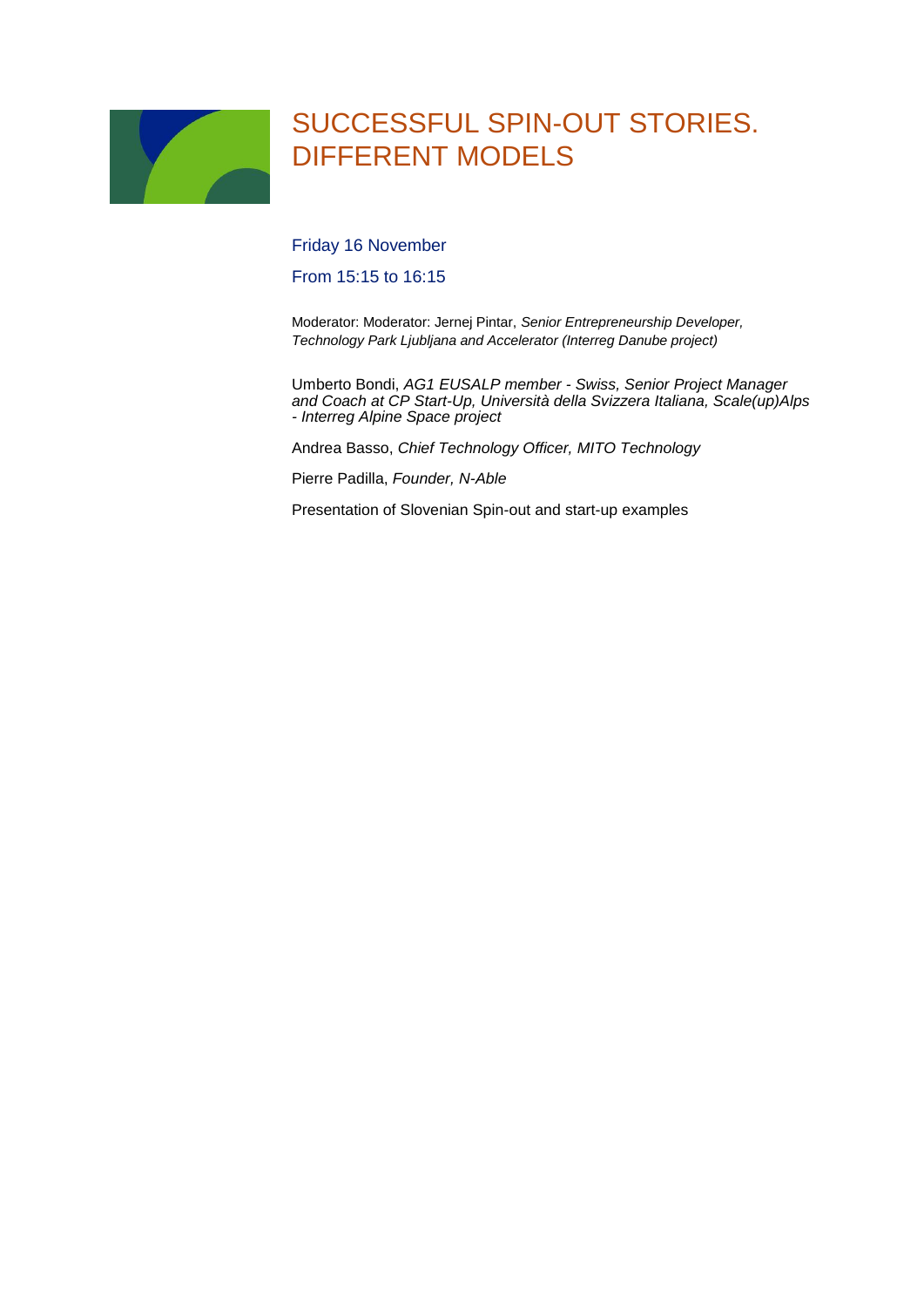# SUCCESSFUL SPIN-OUT STORIES. DIFFERENT MODELS

Friday 16 November

From 15:15 to 16:15

Moderator: Moderator: Jernej Pintar, *Senior Entrepreneurship Developer, Technology Park Ljubljana and Accelerator (Interreg Danube project)*

Umberto Bondi, *AG1 EUSALP member - Swiss, Senior Project Manager and Coach at CP Start-Up, Università della Svizzera Italiana, Scale(up)Alps - Interreg Alpine Space project*

Andrea Basso, *Chief Technology Officer, MITO Technology*

Pierre Padilla, *Founder, N-Able*

Presentation of Slovenian Spin-out and start-up examples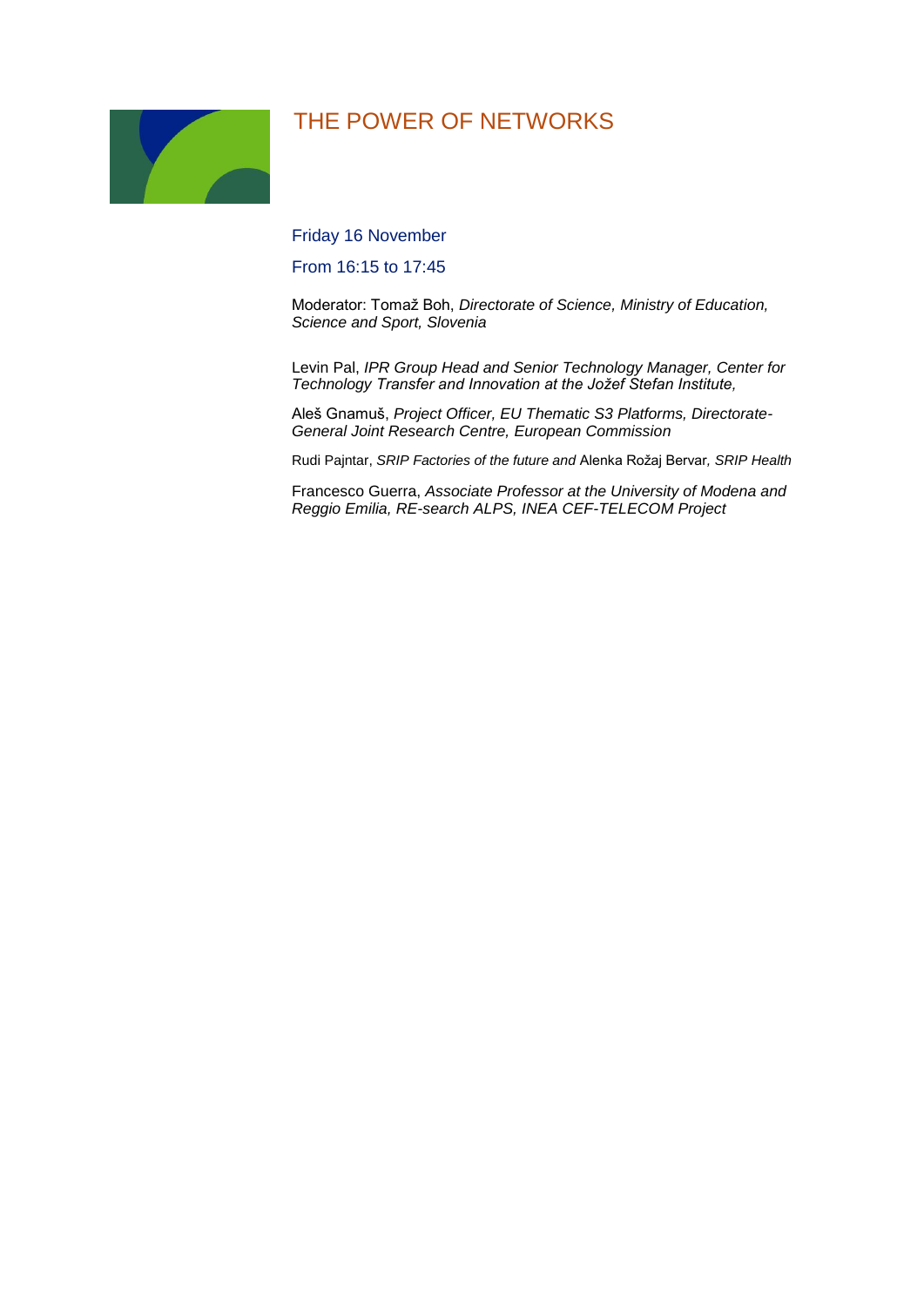# THE POWER OF NETWORKS

Friday 16 November

From 16:15 to 17:45

Moderator: Tomaž Boh, *Directorate of Science, Ministry of Education, Science and Sport, Slovenia*

Levin Pal, *IPR Group Head and Senior Technology Manager, Center for Technology Transfer and Innovation at the Jožef Stefan Institute,*

Aleš Gnamuš, *Project Officer, EU Thematic S3 Platforms, Directorate-General Joint Research Centre, European Commission*

Rudi Pajntar, *SRIP Factories of the future and* Alenka Rožaj Bervar*, SRIP Health*

Francesco Guerra, *Associate Professor at the University of Modena and Reggio Emilia, RE-search ALPS, INEA CEF-TELECOM Project*